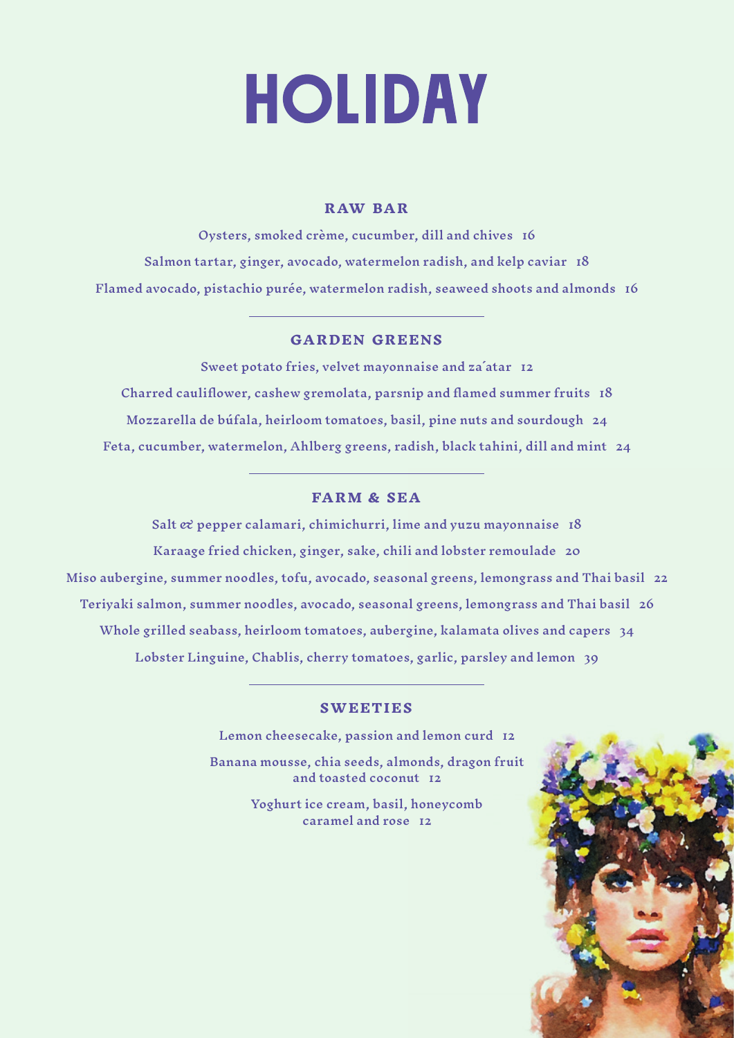# HOLIDAY

## RAW BAR

Oysters, smoked crème, cucumber, dill and chives 16

Salmon tartar, ginger, avocado, watermelon radish, and kelp caviar 18

Flamed avocado, pistachio purée, watermelon radish, seaweed shoots and almonds 16

## GARDEN GREENS

Sweet potato fries, velvet mayonnaise and za´atar 12

Charred cauliflower, cashew gremolata, parsnip and flamed summer fruits 18

Mozzarella de búfala, heirloom tomatoes, basil, pine nuts and sourdough 24

Feta, cucumber, watermelon, Ahlberg greens, radish, black tahini, dill and mint 24

## FARM & SEA

Salt & pepper calamari, chimichurri, lime and yuzu mayonnaise 18

Karaage fried chicken, ginger, sake, chili and lobster remoulade 20

Miso aubergine, summer noodles, tofu, avocado, seasonal greens, lemongrass and Thai basil 22

Teriyaki salmon, summer noodles, avocado, seasonal greens, lemongrass and Thai basil 26

Whole grilled seabass, heirloom tomatoes, aubergine, kalamata olives and capers 34

Lobster Linguine, Chablis, cherry tomatoes, garlic, parsley and lemon 39

## SWEETIES

Lemon cheesecake, passion and lemon curd 12

Banana mousse, chia seeds, almonds, dragon fruit and toasted coconut 12

Yoghurt ice cream, basil, honeycomb caramel and rose 12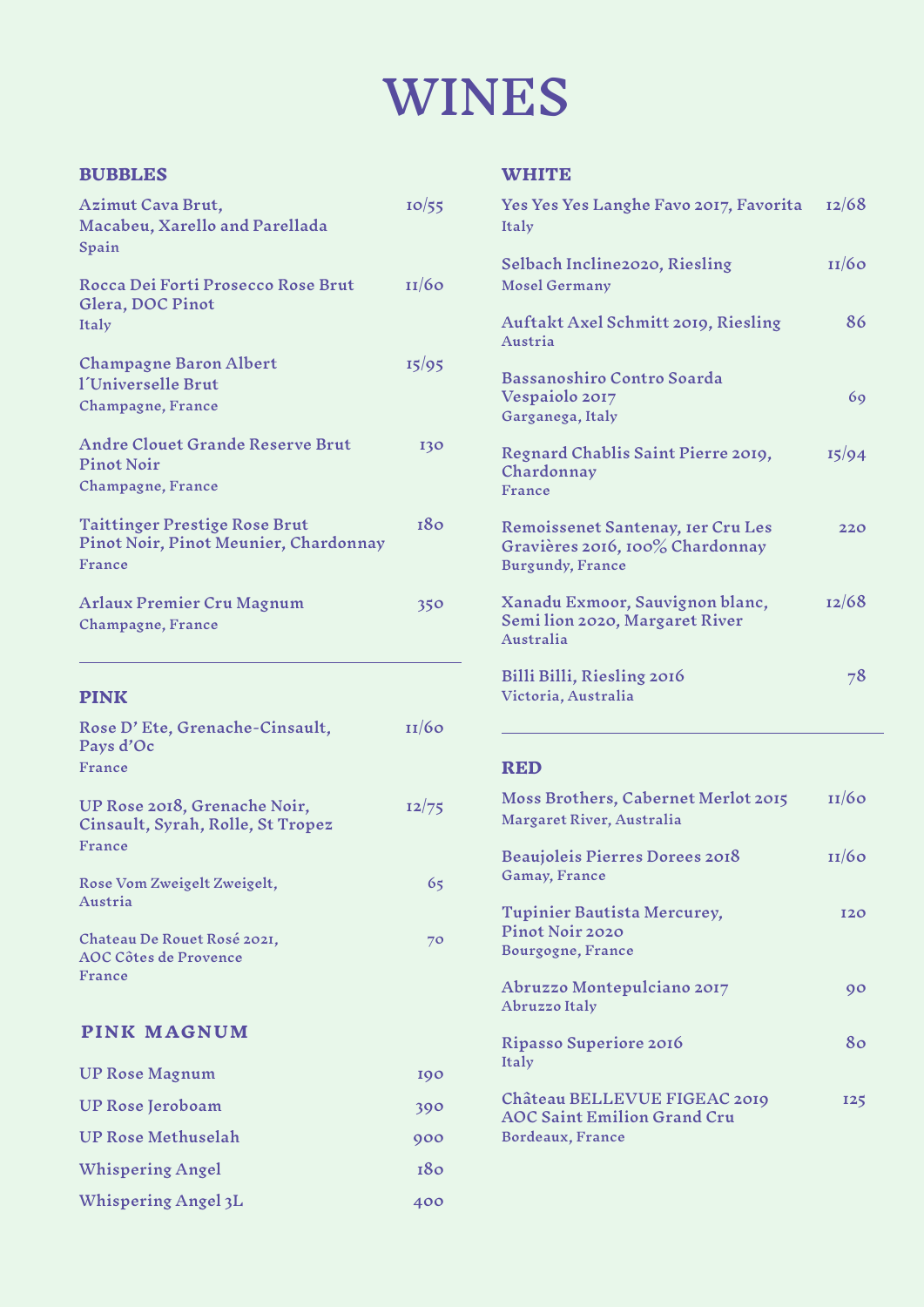# WINES

## BUBBLES

**Azimut Cava Brut,**
**Macabeu, Xarello and Parellada** — 10/55
Spain

**Rocca Dei Forti Prosecco Rose Brut**
**Glera, DOC Pinot** — 11/60
Italy

**Champagne Baron Albert**
**l´Universelle Brut** — 15/95
Champagne, France

**Andre Clouet Grande Reserve Brut**
**Pinot Noir** — 130
Champagne, France

**Taittinger Prestige Rose Brut**
**Pinot Noir, Pinot Meunier, Chardonnay** — 180
France

**Arlaux Premier Cru Magnum** — 350
Champagne, France

---

## PINK

**Rose D' Ete, Grenache-Cinsault,**
**Pays d'Oc** — 11/60
France

**UP Rose 2018, Grenache Noir,**
**Cinsault, Syrah, Rolle, St Tropez** — 12/75
France

**Rose Vom Zweigelt Zweigelt,** — 65
Austria

**Chateau De Rouet Rosé 2021,**
**AOC Côtes de Provence** — 70
France

## PINK MAGNUM

| | |
|---|---|
| UP Rose Magnum | 190 |
| UP Rose Jeroboam | 390 |
| UP Rose Methuselah | 900 |
| Whispering Angel | 180 |
| Whispering Angel 3L | 400 |

## WHITE

**Yes Yes Yes Langhe Favo 2017, Favorita** — 12/68
Italy

**Selbach Incline2020, Riesling** — 11/60
Mosel Germany

**Auftakt Axel Schmitt 2019, Riesling** — 86
Austria

**Bassanoshiro Contro Soarda**
**Vespaiolo 2017** — 69
Garganega, Italy

**Regnard Chablis Saint Pierre 2019,**
**Chardonnay** — 15/94
France

**Remoissenet Santenay, 1er Cru Les**
**Gravières 2016, 100% Chardonnay** — 220
Burgundy, France

**Xanadu Exmoor, Sauvignon blanc,**
**Semi lion 2020, Margaret River** — 12/68
Australia

**Billi Billi, Riesling 2016** — 78
Victoria, Australia

---

## RED

**Moss Brothers, Cabernet Merlot 2015** — 11/60
Margaret River, Australia

**Beaujoleis Pierres Dorees 2018** — 11/60
Gamay, France

**Tupinier Bautista Mercurey,**
**Pinot Noir 2020** — 120
Bourgogne, France

**Abruzzo Montepulciano 2017** — 90
Abruzzo Italy

**Ripasso Superiore 2016** — 80
Italy

**Château BELLEVUE FIGEAC 2019**
**AOC Saint Emilion Grand Cru** — 125
Bordeaux, France